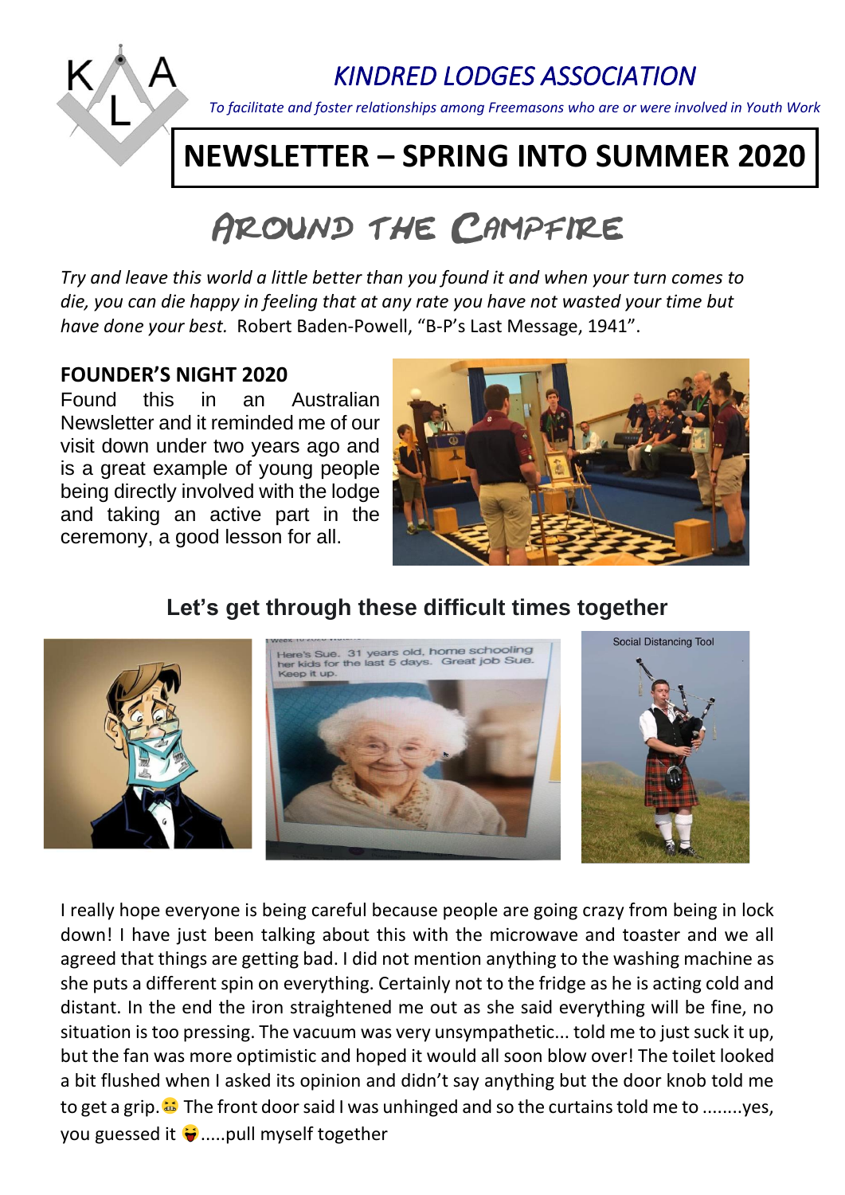# KINDRED LODGES ASSOCIATION

*To facilitate and foster relationships among Freemasons who are or were involved in Youth Work*

# NEWSLETTER – SPRING INTO SUMMER 2020

## Around the Campfire

*Try and leave this world a little better than you found it and when your turn comes to die, you can die happy in feeling that at any rate you have not wasted your time but have done your best.* Robert Baden-Powell, "B-P's Last Message, 1941".

### FOUNDER'S NIGHT 2020

Found this in an Australian Newsletter and it reminded me of our visit down under two years ago and is a great example of young people being directly involved with the lodge and taking an active part in the ceremony, a good lesson for all.

### Let's get through these difficult times together

I really hope everyone is being careful because people are going crazy from being in lock down! I have just been talking about this with the microwave and toaster and we all agreed that things are getting bad. I did not mention anything to the washing machine as she puts a different spin on everything. Certainly not to the fridge as he is acting cold and distant. In the end the iron straightened me out as she said everything will be fine, no situation is too pressing. The vacuum was very unsympathetic... told me to just suck it up, but the fan was more optimistic and hoped it would all soon blow over! The toilet looked a bit flushed when I asked its opinion and didn't say anything but the door knob told me to get a grip.😆 The front door said I was unhinged and so the curtains told me to ........yes, you guessed it 😛.....pull myself together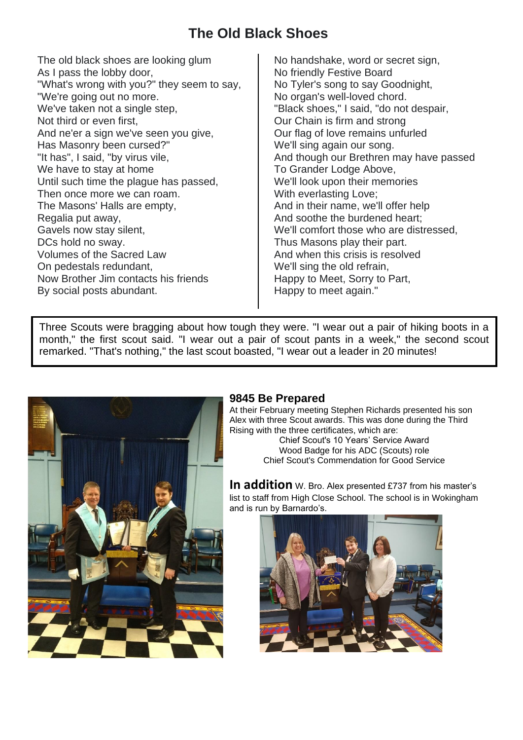# The Old Black Shoes

The old black shoes are looking glum
As I pass the lobby door,
"What's wrong with you?" they seem to say,
"We're going out no more.
We've taken not a single step,
Not third or even first,
And ne'er a sign we've seen you give,
Has Masonry been cursed?"
"It has", I said, "by virus vile,
We have to stay at home
Until such time the plague has passed,
Then once more we can roam.
The Masons' Halls are empty,
Regalia put away,
Gavels now stay silent,
DCs hold no sway.
Volumes of the Sacred Law
On pedestals redundant,
Now Brother Jim contacts his friends
By social posts abundant.
No handshake, word or secret sign,
No friendly Festive Board
No Tyler's song to say Goodnight,
No organ's well-loved chord.
"Black shoes," I said, "do not despair,
Our Chain is firm and strong
Our flag of love remains unfurled
We'll sing again our song.
And though our Brethren may have passed
To Grander Lodge Above,
We'll look upon their memories
With everlasting Love;
And in their name, we'll offer help
And soothe the burdened heart;
We'll comfort those who are distressed,
Thus Masons play their part.
And when this crisis is resolved
We'll sing the old refrain,
Happy to Meet, Sorry to Part,
Happy to meet again."

Three Scouts were bragging about how tough they were. "I wear out a pair of hiking boots in a month," the first scout said. "I wear out a pair of scout pants in a week," the second scout remarked. "That's nothing," the last scout boasted, "I wear out a leader in 20 minutes!

## 9845 Be Prepared

At their February meeting Stephen Richards presented his son Alex with three Scout awards. This was done during the Third Rising with the three certificates, which are:

Chief Scout's 10 Years' Service Award
Wood Badge for his ADC (Scouts) role
Chief Scout's Commendation for Good Service

**In addition** W. Bro. Alex presented £737 from his master's list to staff from High Close School. The school is in Wokingham and is run by Barnardo's.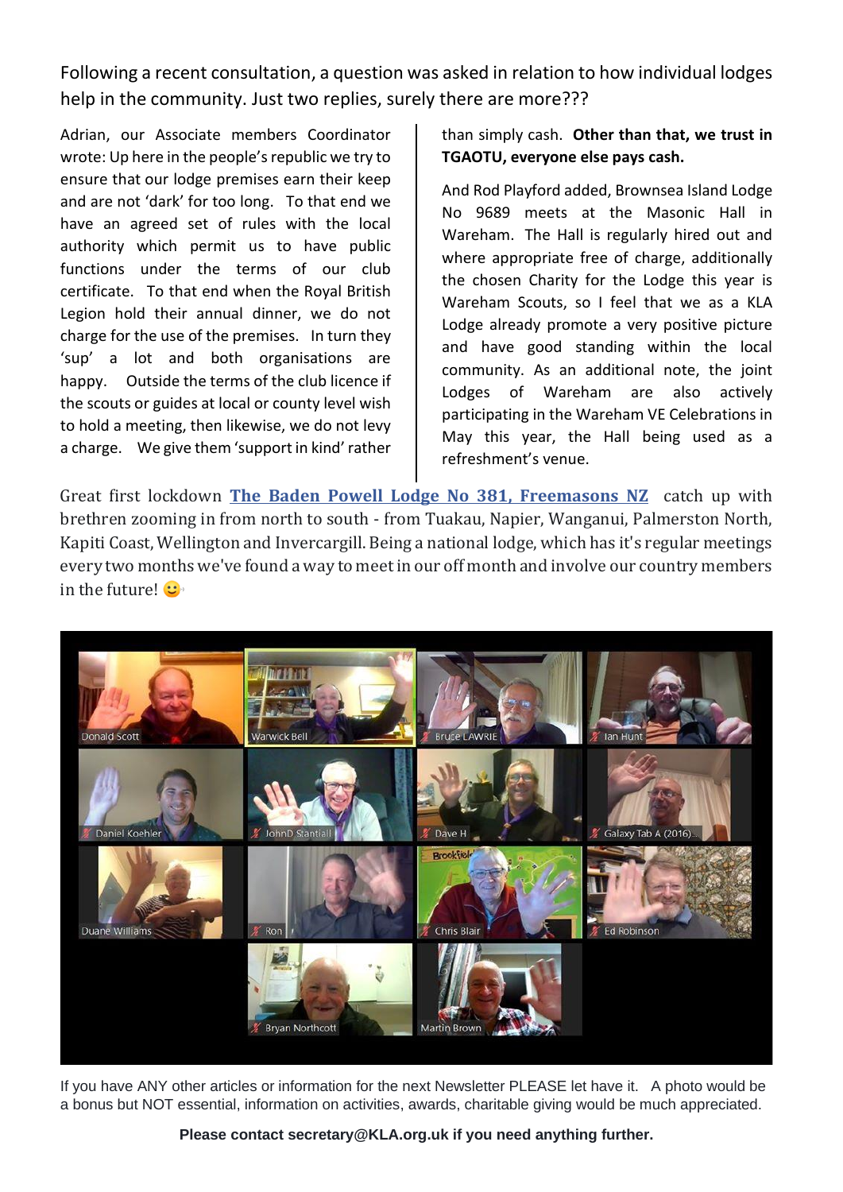Following a recent consultation, a question was asked in relation to how individual lodges help in the community. Just two replies, surely there are more???

Adrian, our Associate members Coordinator wrote: Up here in the people's republic we try to ensure that our lodge premises earn their keep and are not 'dark' for too long. To that end we have an agreed set of rules with the local authority which permit us to have public functions under the terms of our club certificate. To that end when the Royal British Legion hold their annual dinner, we do not charge for the use of the premises. In turn they 'sup' a lot and both organisations are happy. Outside the terms of the club licence if the scouts or guides at local or county level wish to hold a meeting, then likewise, we do not levy a charge. We give them 'support in kind' rather than simply cash. **Other than that, we trust in TGAOTU, everyone else pays cash.**

And Rod Playford added, Brownsea Island Lodge No 9689 meets at the Masonic Hall in Wareham. The Hall is regularly hired out and where appropriate free of charge, additionally the chosen Charity for the Lodge this year is Wareham Scouts, so I feel that we as a KLA Lodge already promote a very positive picture and have good standing within the local community. As an additional note, the joint Lodges of Wareham are also actively participating in the Wareham VE Celebrations in May this year, the Hall being used as a refreshment's venue.

Great first lockdown **The Baden Powell Lodge No 381, Freemasons NZ** catch up with brethren zooming in from north to south - from Tuakau, Napier, Wanganui, Palmerston North, Kapiti Coast, Wellington and Invercargill. Being a national lodge, which has it's regular meetings every two months we've found a way to meet in our off month and involve our country members in the future! 😊

If you have ANY other articles or information for the next Newsletter PLEASE let have it. A photo would be a bonus but NOT essential, information on activities, awards, charitable giving would be much appreciated.

**Please contact secretary@KLA.org.uk if you need anything further.**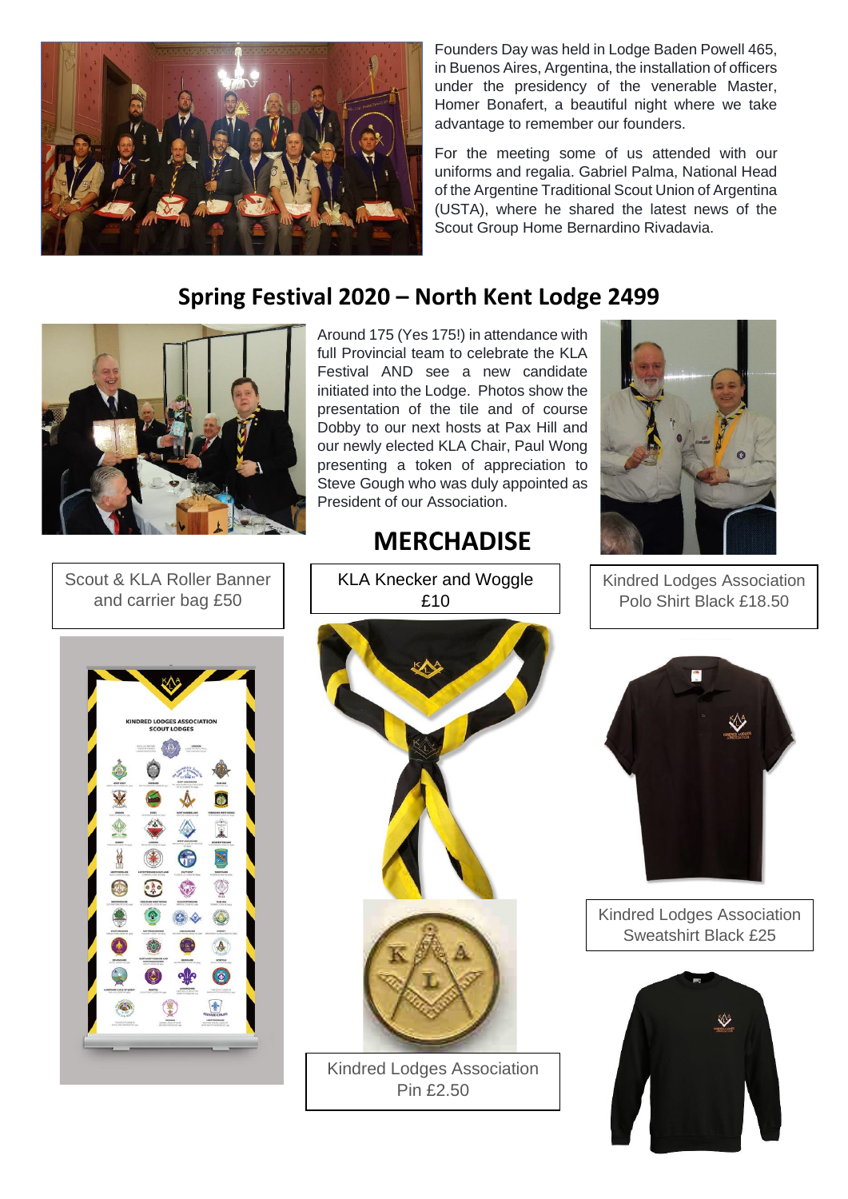Founders Day was held in Lodge Baden Powell 465, in Buenos Aires, Argentina, the installation of officers under the presidency of the venerable Master, Homer Bonafert, a beautiful night where we take advantage to remember our founders.

For the meeting some of us attended with our uniforms and regalia. Gabriel Palma, National Head of the Argentine Traditional Scout Union of Argentina (USTA), where he shared the latest news of the Scout Group Home Bernardino Rivadavia.

## Spring Festival 2020 – North Kent Lodge 2499

Around 175 (Yes 175!) in attendance with full Provincial team to celebrate the KLA Festival AND see a new candidate initiated into the Lodge. Photos show the presentation of the tile and of course Dobby to our next hosts at Pax Hill and our newly elected KLA Chair, Paul Wong presenting a token of appreciation to Steve Gough who was duly appointed as President of our Association.

## MERCHADISE

Scout & KLA Roller Banner and carrier bag £50

KLA Knecker and Woggle £10

Kindred Lodges Association Polo Shirt Black £18.50

Kindred Lodges Association Sweatshirt Black £25

Kindred Lodges Association Pin £2.50